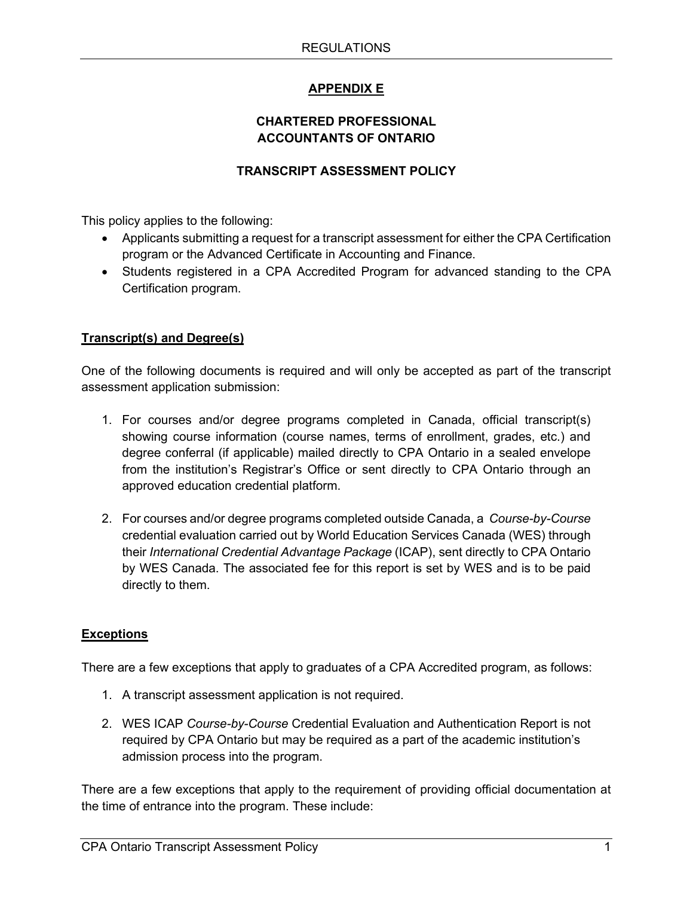## APPENDIX E

### CHARTERED PROFESSIONAL ACCOUNTANTS OF ONTARIO

### TRANSCRIPT ASSESSMENT POLICY

This policy applies to the following:

- Applicants submitting a request for a transcript assessment for either the CPA Certification program or the Advanced Certificate in Accounting and Finance.
- Students registered in a CPA Accredited Program for advanced standing to the CPA Certification program.

**Transcript(s) and Degree(s)**

One of the following documents is required and will only be accepted as part of the transcript assessment application submission:

1. For courses and/or degree programs completed in Canada, official transcript(s) showing course information (course names, terms of enrollment, grades, etc.) and degree conferral (if applicable) mailed directly to CPA Ontario in a sealed envelope from the institution's Registrar's Office or sent directly to CPA Ontario through an approved education credential platform.

2. For courses and/or degree programs completed outside Canada, a *Course-by-Course* credential evaluation carried out by World Education Services Canada (WES) through their *International Credential Advantage Package* (ICAP), sent directly to CPA Ontario by WES Canada. The associated fee for this report is set by WES and is to be paid directly to them.

**Exceptions**

There are a few exceptions that apply to graduates of a CPA Accredited program, as follows:

1. A transcript assessment application is not required.

2. WES ICAP *Course-by-Course* Credential Evaluation and Authentication Report is not required by CPA Ontario but may be required as a part of the academic institution's admission process into the program.

There are a few exceptions that apply to the requirement of providing official documentation at the time of entrance into the program. These include: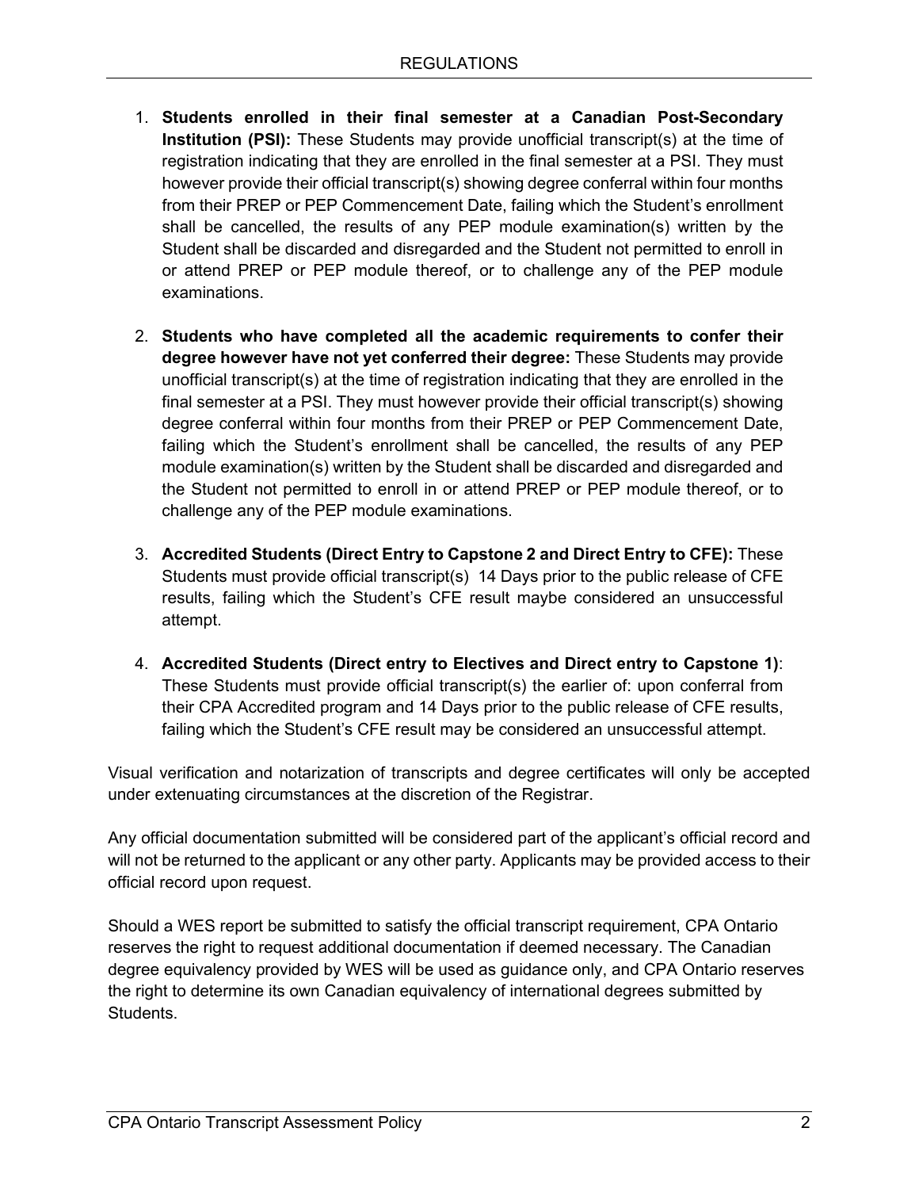1. **Students enrolled in their final semester at a Canadian Post-Secondary Institution (PSI):** These Students may provide unofficial transcript(s) at the time of registration indicating that they are enrolled in the final semester at a PSI. They must however provide their official transcript(s) showing degree conferral within four months from their PREP or PEP Commencement Date, failing which the Student's enrollment shall be cancelled, the results of any PEP module examination(s) written by the Student shall be discarded and disregarded and the Student not permitted to enroll in or attend PREP or PEP module thereof, or to challenge any of the PEP module examinations.

2. **Students who have completed all the academic requirements to confer their degree however have not yet conferred their degree:** These Students may provide unofficial transcript(s) at the time of registration indicating that they are enrolled in the final semester at a PSI. They must however provide their official transcript(s) showing degree conferral within four months from their PREP or PEP Commencement Date, failing which the Student's enrollment shall be cancelled, the results of any PEP module examination(s) written by the Student shall be discarded and disregarded and the Student not permitted to enroll in or attend PREP or PEP module thereof, or to challenge any of the PEP module examinations.

3. **Accredited Students (Direct Entry to Capstone 2 and Direct Entry to CFE):** These Students must provide official transcript(s) 14 Days prior to the public release of CFE results, failing which the Student's CFE result maybe considered an unsuccessful attempt.

4. **Accredited Students (Direct entry to Electives and Direct entry to Capstone 1)**: These Students must provide official transcript(s) the earlier of: upon conferral from their CPA Accredited program and 14 Days prior to the public release of CFE results, failing which the Student's CFE result may be considered an unsuccessful attempt.

Visual verification and notarization of transcripts and degree certificates will only be accepted under extenuating circumstances at the discretion of the Registrar.

Any official documentation submitted will be considered part of the applicant's official record and will not be returned to the applicant or any other party. Applicants may be provided access to their official record upon request.

Should a WES report be submitted to satisfy the official transcript requirement, CPA Ontario reserves the right to request additional documentation if deemed necessary. The Canadian degree equivalency provided by WES will be used as guidance only, and CPA Ontario reserves the right to determine its own Canadian equivalency of international degrees submitted by Students.